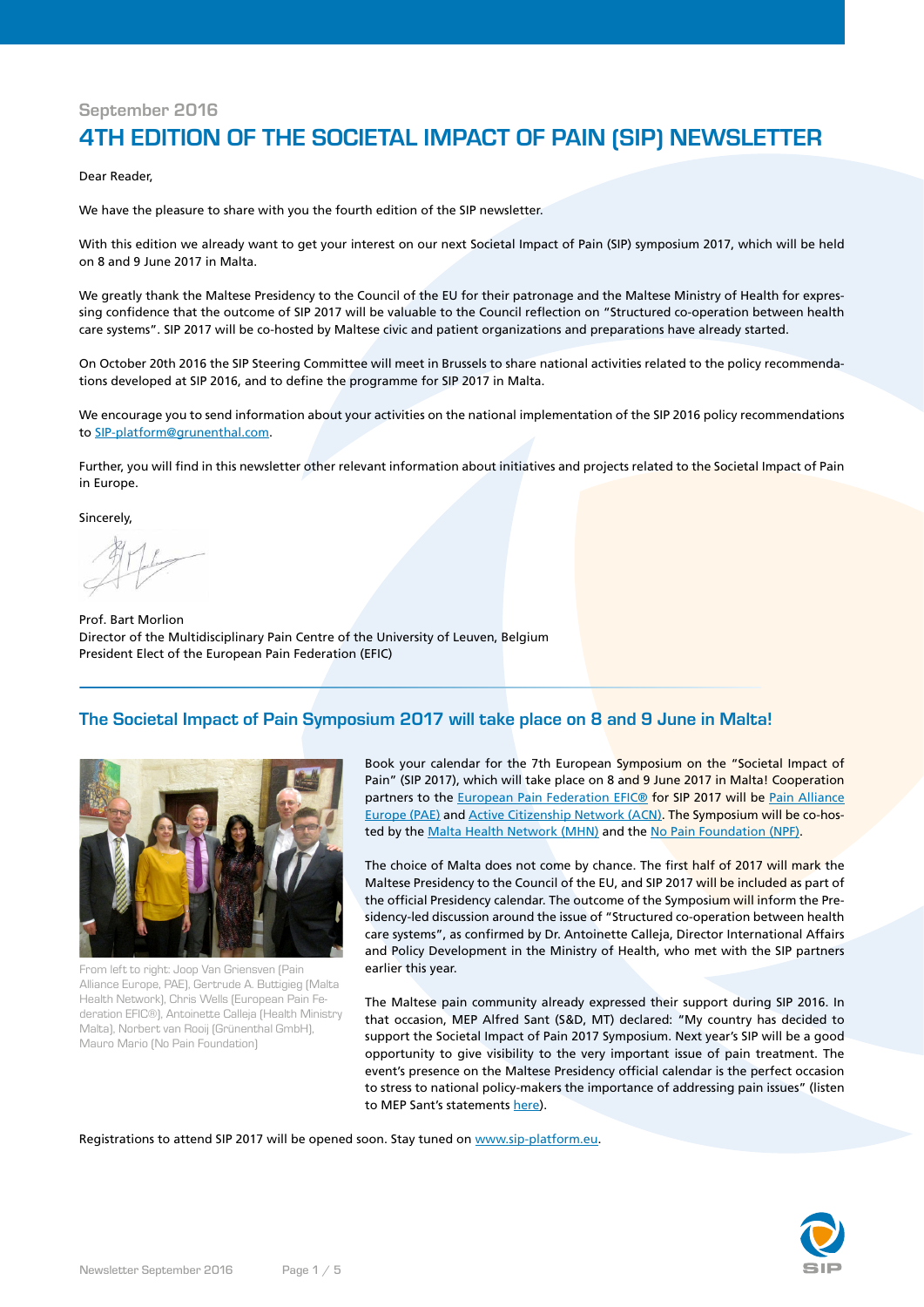September 2016

# 4TH EDITION OF THE SOCIETAL IMPACT OF PAIN (SIP) NEWSLETTER

Dear Reader,

We have the pleasure to share with you the fourth edition of the SIP newsletter.

With this edition we already want to get your interest on our next Societal Impact of Pain (SIP) symposium 2017, which will be held on 8 and 9 June 2017 in Malta.

We greatly thank the Maltese Presidency to the Council of the EU for their patronage and the Maltese Ministry of Health for expressing confidence that the outcome of SIP 2017 will be valuable to the Council reflection on "Structured co-operation between health care systems". SIP 2017 will be co-hosted by Maltese civic and patient organizations and preparations have already started.

On October 20th 2016 the SIP Steering Committee will meet in Brussels to share national activities related to the policy recommendations developed at SIP 2016, and to define the programme for SIP 2017 in Malta.

We encourage you to send information about your activities on the national implementation of the SIP 2016 policy recommendations to SIP-platform@grunenthal.com.

Further, you will find in this newsletter other relevant information about initiatives and projects related to the Societal Impact of Pain in Europe.

Sincerely,

Prof. Bart Morlion
Director of the Multidisciplinary Pain Centre of the University of Leuven, Belgium
President Elect of the European Pain Federation (EFIC)

## The Societal Impact of Pain Symposium 2017 will take place on 8 and 9 June in Malta!

From left to right: Joop Van Griensven (Pain Alliance Europe, PAE), Gertrude A. Buttigieg (Malta Health Network), Chris Wells (European Pain Federation EFIC®), Antoinette Calleja (Health Ministry Malta), Norbert van Rooij (Grünenthal GmbH), Mauro Mario (No Pain Foundation)

Book your calendar for the 7th European Symposium on the "Societal Impact of Pain" (SIP 2017), which will take place on 8 and 9 June 2017 in Malta! Cooperation partners to the European Pain Federation EFIC® for SIP 2017 will be Pain Alliance Europe (PAE) and Active Citizenship Network (ACN). The Symposium will be co-hosted by the Malta Health Network (MHN) and the No Pain Foundation (NPF).

The choice of Malta does not come by chance. The first half of 2017 will mark the Maltese Presidency to the Council of the EU, and SIP 2017 will be included as part of the official Presidency calendar. The outcome of the Symposium will inform the Presidency-led discussion around the issue of "Structured co-operation between health care systems", as confirmed by Dr. Antoinette Calleja, Director International Affairs and Policy Development in the Ministry of Health, who met with the SIP partners earlier this year.

The Maltese pain community already expressed their support during SIP 2016. In that occasion, MEP Alfred Sant (S&D, MT) declared: "My country has decided to support the Societal Impact of Pain 2017 Symposium. Next year's SIP will be a good opportunity to give visibility to the very important issue of pain treatment. The event's presence on the Maltese Presidency official calendar is the perfect occasion to stress to national policy-makers the importance of addressing pain issues" (listen to MEP Sant's statements here).

Registrations to attend SIP 2017 will be opened soon. Stay tuned on www.sip-platform.eu.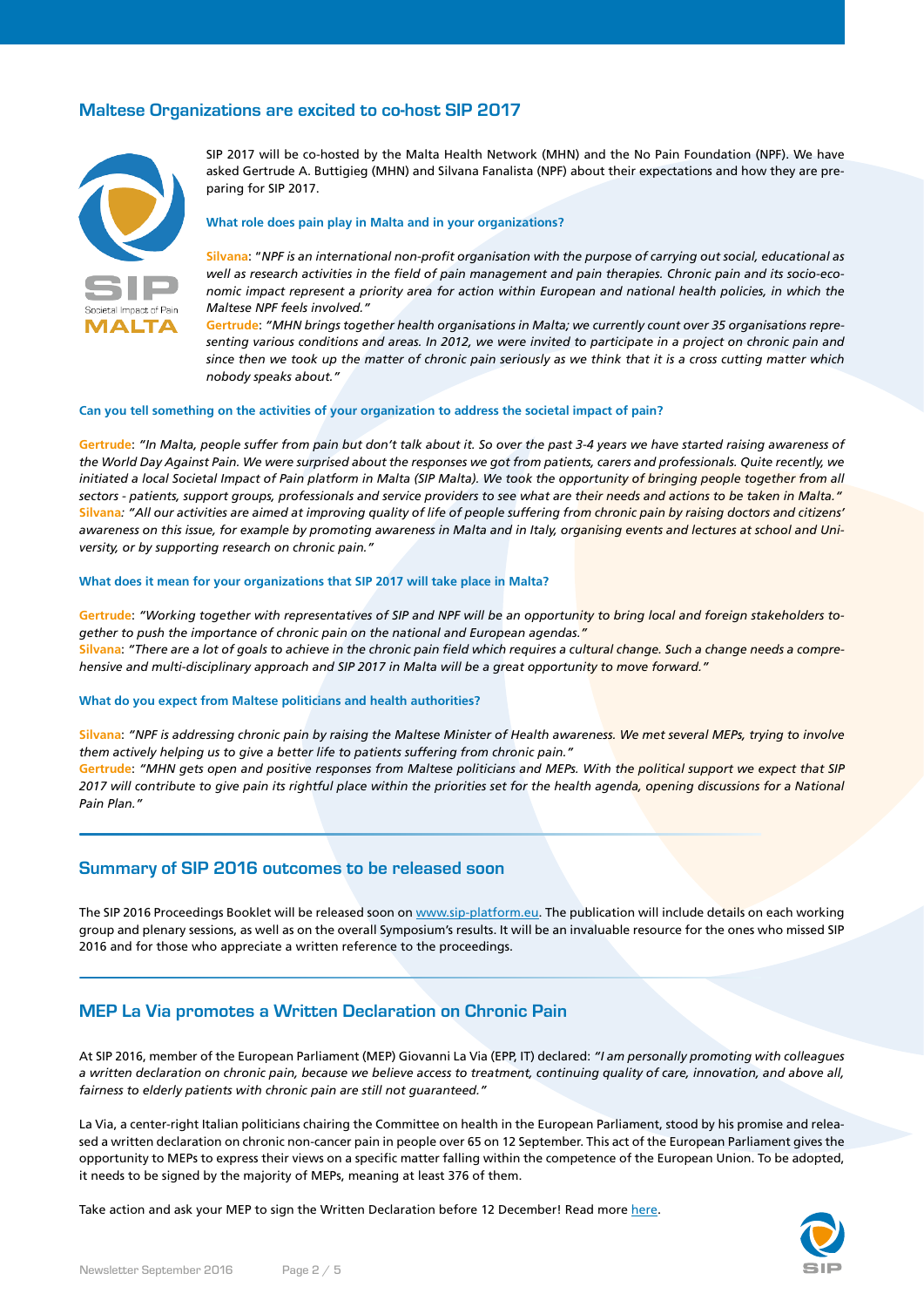## Maltese Organizations are excited to co-host SIP 2017

SIP 2017 will be co-hosted by the Malta Health Network (MHN) and the No Pain Foundation (NPF). We have asked Gertrude A. Buttigieg (MHN) and Silvana Fanalista (NPF) about their expectations and how they are preparing for SIP 2017.

**What role does pain play in Malta and in your organizations?**

**Silvana**: "*NPF is an international non-profit organisation with the purpose of carrying out social, educational as well as research activities in the field of pain management and pain therapies. Chronic pain and its socio-economic impact represent a priority area for action within European and national health policies, in which the Maltese NPF feels involved.*"
**Gertrude**: *"MHN brings together health organisations in Malta; we currently count over 35 organisations representing various conditions and areas. In 2012, we were invited to participate in a project on chronic pain and since then we took up the matter of chronic pain seriously as we think that it is a cross cutting matter which nobody speaks about."*

**Can you tell something on the activities of your organization to address the societal impact of pain?**

**Gertrude**: *"In Malta, people suffer from pain but don't talk about it. So over the past 3-4 years we have started raising awareness of the World Day Against Pain. We were surprised about the responses we got from patients, carers and professionals. Quite recently, we initiated a local Societal Impact of Pain platform in Malta (SIP Malta). We took the opportunity of bringing people together from all sectors - patients, support groups, professionals and service providers to see what are their needs and actions to be taken in Malta."*
**Silvana**: *"All our activities are aimed at improving quality of life of people suffering from chronic pain by raising doctors and citizens' awareness on this issue, for example by promoting awareness in Malta and in Italy, organising events and lectures at school and University, or by supporting research on chronic pain."*

**What does it mean for your organizations that SIP 2017 will take place in Malta?**

**Gertrude**: *"Working together with representatives of SIP and NPF will be an opportunity to bring local and foreign stakeholders together to push the importance of chronic pain on the national and European agendas."*
**Silvana**: *"There are a lot of goals to achieve in the chronic pain field which requires a cultural change. Such a change needs a comprehensive and multi-disciplinary approach and SIP 2017 in Malta will be a great opportunity to move forward."*

**What do you expect from Maltese politicians and health authorities?**

**Silvana**: *"NPF is addressing chronic pain by raising the Maltese Minister of Health awareness. We met several MEPs, trying to involve them actively helping us to give a better life to patients suffering from chronic pain."*
**Gertrude**: *"MHN gets open and positive responses from Maltese politicians and MEPs. With the political support we expect that SIP 2017 will contribute to give pain its rightful place within the priorities set for the health agenda, opening discussions for a National Pain Plan."*

## Summary of SIP 2016 outcomes to be released soon

The SIP 2016 Proceedings Booklet will be released soon on www.sip-platform.eu. The publication will include details on each working group and plenary sessions, as well as on the overall Symposium's results. It will be an invaluable resource for the ones who missed SIP 2016 and for those who appreciate a written reference to the proceedings.

## MEP La Via promotes a Written Declaration on Chronic Pain

At SIP 2016, member of the European Parliament (MEP) Giovanni La Via (EPP, IT) declared: *"I am personally promoting with colleagues a written declaration on chronic pain, because we believe access to treatment, continuing quality of care, innovation, and above all, fairness to elderly patients with chronic pain are still not guaranteed."*

La Via, a center-right Italian politicians chairing the Committee on health in the European Parliament, stood by his promise and released a written declaration on chronic non-cancer pain in people over 65 on 12 September. This act of the European Parliament gives the opportunity to MEPs to express their views on a specific matter falling within the competence of the European Union. To be adopted, it needs to be signed by the majority of MEPs, meaning at least 376 of them.

Take action and ask your MEP to sign the Written Declaration before 12 December! Read more here.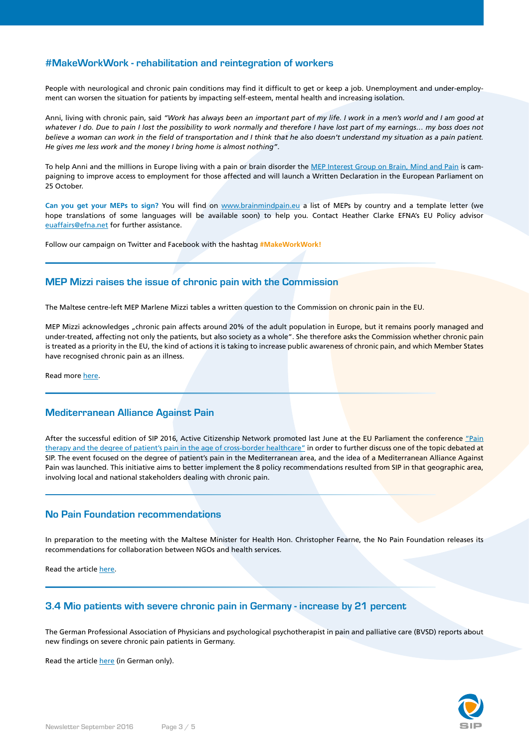## #MakeWorkWork - rehabilitation and reintegration of workers

People with neurological and chronic pain conditions may find it difficult to get or keep a job. Unemployment and under-employment can worsen the situation for patients by impacting self-esteem, mental health and increasing isolation.

Anni, living with chronic pain, said *"Work has always been an important part of my life. I work in a men's world and I am good at whatever I do. Due to pain I lost the possibility to work normally and therefore I have lost part of my earnings… my boss does not believe a woman can work in the field of transportation and I think that he also doesn't understand my situation as a pain patient. He gives me less work and the money I bring home is almost nothing"*.

To help Anni and the millions in Europe living with a pain or brain disorder the MEP Interest Group on Brain, Mind and Pain is campaigning to improve access to employment for those affected and will launch a Written Declaration in the European Parliament on 25 October.

**Can you get your MEPs to sign?** You will find on www.brainmindpain.eu a list of MEPs by country and a template letter (we hope translations of some languages will be available soon) to help you. Contact Heather Clarke EFNA's EU Policy advisor euaffairs@efna.net for further assistance.

Follow our campaign on Twitter and Facebook with the hashtag **#MakeWorkWork!**

## MEP Mizzi raises the issue of chronic pain with the Commission

The Maltese centre-left MEP Marlene Mizzi tables a written question to the Commission on chronic pain in the EU.

MEP Mizzi acknowledges „chronic pain affects around 20% of the adult population in Europe, but it remains poorly managed and under-treated, affecting not only the patients, but also society as a whole". She therefore asks the Commission whether chronic pain is treated as a priority in the EU, the kind of actions it is taking to increase public awareness of chronic pain, and which Member States have recognised chronic pain as an illness.

Read more here.

## Mediterranean Alliance Against Pain

After the successful edition of SIP 2016, Active Citizenship Network promoted last June at the EU Parliament the conference "Pain therapy and the degree of patient's pain in the age of cross-border healthcare" in order to further discuss one of the topic debated at SIP. The event focused on the degree of patient's pain in the Mediterranean area, and the idea of a Mediterranean Alliance Against Pain was launched. This initiative aims to better implement the 8 policy recommendations resulted from SIP in that geographic area, involving local and national stakeholders dealing with chronic pain.

## No Pain Foundation recommendations

In preparation to the meeting with the Maltese Minister for Health Hon. Christopher Fearne, the No Pain Foundation releases its recommendations for collaboration between NGOs and health services.

Read the article here.

## 3.4 Mio patients with severe chronic pain in Germany - increase by 21 percent

The German Professional Association of Physicians and psychological psychotherapist in pain and palliative care (BVSD) reports about new findings on severe chronic pain patients in Germany.

Read the article here (in German only).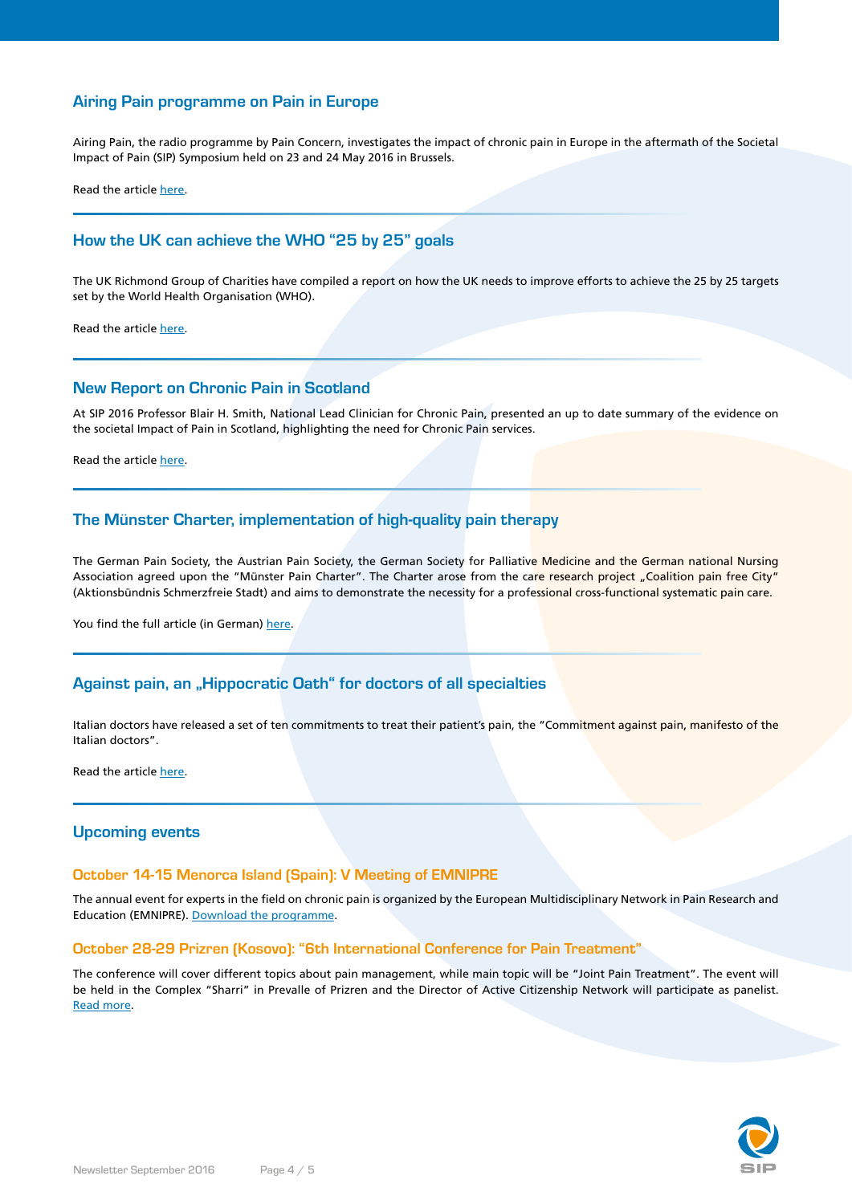## Airing Pain programme on Pain in Europe

Airing Pain, the radio programme by Pain Concern, investigates the impact of chronic pain in Europe in the aftermath of the Societal Impact of Pain (SIP) Symposium held on 23 and 24 May 2016 in Brussels.

Read the article here.

## How the UK can achieve the WHO "25 by 25" goals

The UK Richmond Group of Charities have compiled a report on how the UK needs to improve efforts to achieve the 25 by 25 targets set by the World Health Organisation (WHO).

Read the article here.

## New Report on Chronic Pain in Scotland

At SIP 2016 Professor Blair H. Smith, National Lead Clinician for Chronic Pain, presented an up to date summary of the evidence on the societal Impact of Pain in Scotland, highlighting the need for Chronic Pain services.

Read the article here.

## The Münster Charter, implementation of high-quality pain therapy

The German Pain Society, the Austrian Pain Society, the German Society for Palliative Medicine and the German national Nursing Association agreed upon the "Münster Pain Charter". The Charter arose from the care research project „Coalition pain free City" (Aktionsbündnis Schmerzfreie Stadt) and aims to demonstrate the necessity for a professional cross-functional systematic pain care.

You find the full article (in German) here.

## Against pain, an „Hippocratic Oath" for doctors of all specialties

Italian doctors have released a set of ten commitments to treat their patient's pain, the "Commitment against pain, manifesto of the Italian doctors".

Read the article here.

## Upcoming events

### October 14-15 Menorca Island (Spain): V Meeting of EMNIPRE

The annual event for experts in the field on chronic pain is organized by the European Multidisciplinary Network in Pain Research and Education (EMNIPRE). Download the programme.

### October 28-29 Prizren (Kosovo): "6th International Conference for Pain Treatment"

The conference will cover different topics about pain management, while main topic will be "Joint Pain Treatment". The event will be held in the Complex "Sharri" in Prevalle of Prizren and the Director of Active Citizenship Network will participate as panelist. Read more.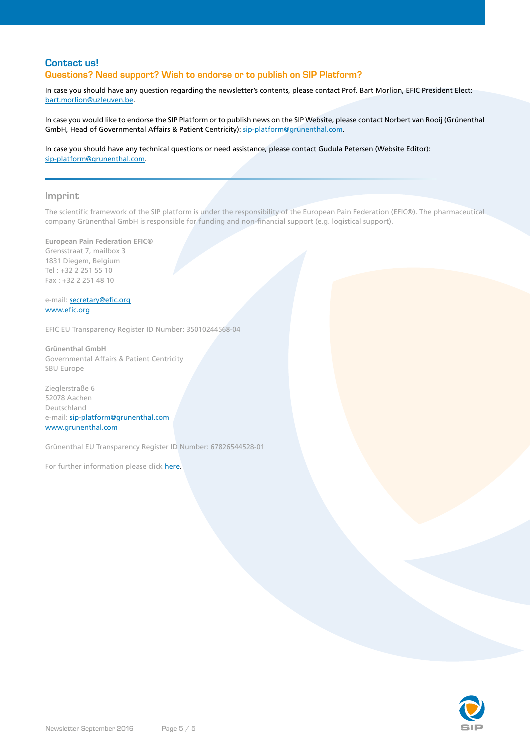## Contact us!

### Questions? Need support? Wish to endorse or to publish on SIP Platform?

In case you should have any question regarding the newsletter's contents, please contact Prof. Bart Morlion, EFIC President Elect: bart.morlion@uzleuven.be.

In case you would like to endorse the SIP Platform or to publish news on the SIP Website, please contact Norbert van Rooij (Grünenthal GmbH, Head of Governmental Affairs & Patient Centricity): sip-platform@grunenthal.com.

In case you should have any technical questions or need assistance, please contact Gudula Petersen (Website Editor): sip-platform@grunenthal.com.

---

## Imprint

The scientific framework of the SIP platform is under the responsibility of the European Pain Federation (EFIC®). The pharmaceutical company Grünenthal GmbH is responsible for funding and non-financial support (e.g. logistical support).

**European Pain Federation EFIC®**
Grensstraat 7, mailbox 3
1831 Diegem, Belgium
Tel : +32 2 251 55 10
Fax : +32 2 251 48 10

e-mail: secretary@efic.org
www.efic.org

EFIC EU Transparency Register ID Number: 35010244568-04

**Grünenthal GmbH**
Governmental Affairs & Patient Centricity
SBU Europe

Zieglerstraße 6
52078 Aachen
Deutschland
e-mail: sip-platform@grunenthal.com
www.grunenthal.com

Grünenthal EU Transparency Register ID Number: 67826544528-01

For further information please click here.